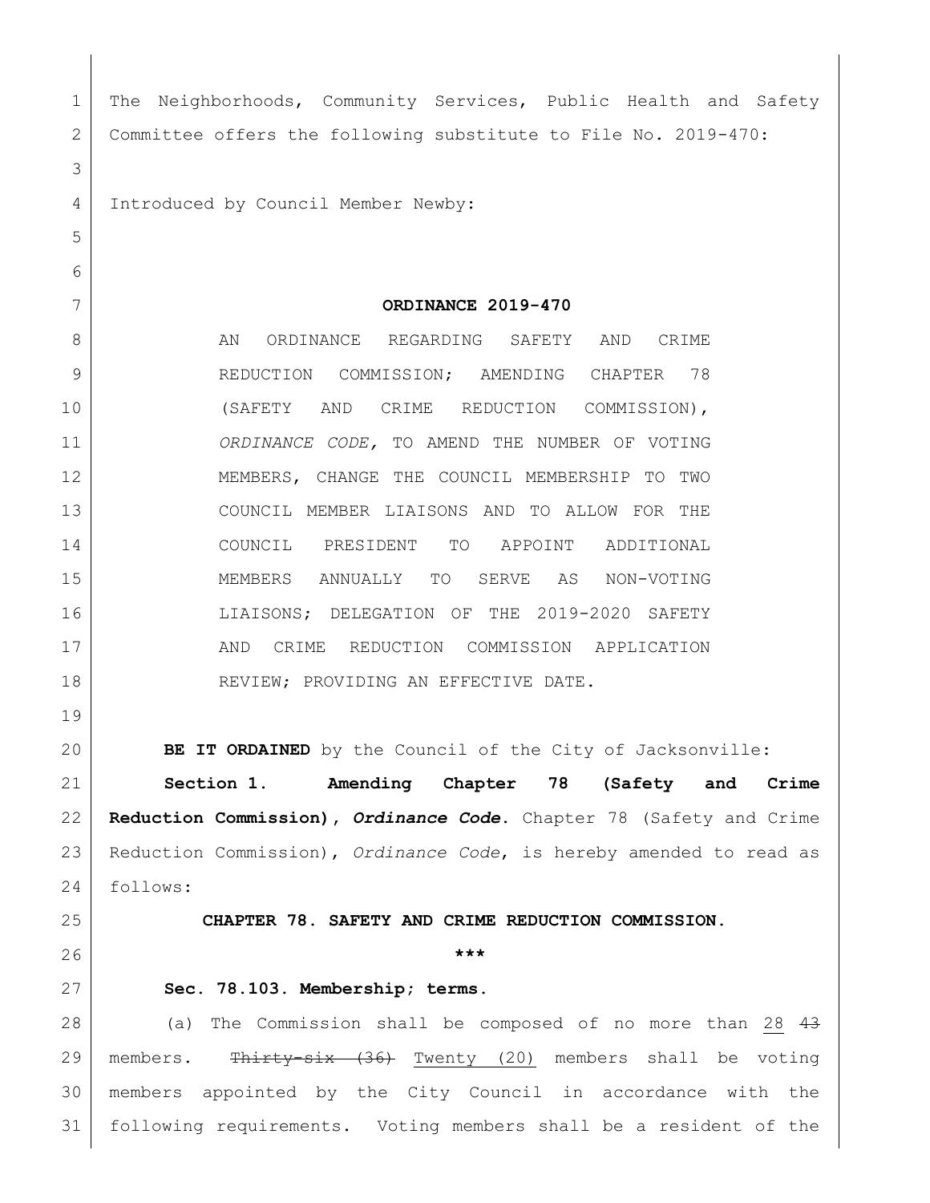The Neighborhoods, Community Services, Public Health and Safety Committee offers the following substitute to File No. 2019-470:

Introduced by Council Member Newby:

**ORDINANCE 2019-470**

AN ORDINANCE REGARDING SAFETY AND CRIME REDUCTION COMMISSION; AMENDING CHAPTER 78 (SAFETY AND CRIME REDUCTION COMMISSION), *ORDINANCE CODE,* TO AMEND THE NUMBER OF VOTING MEMBERS, CHANGE THE COUNCIL MEMBERSHIP TO TWO COUNCIL MEMBER LIAISONS AND TO ALLOW FOR THE COUNCIL PRESIDENT TO APPOINT ADDITIONAL MEMBERS ANNUALLY TO SERVE AS NON-VOTING LIAISONS; DELEGATION OF THE 2019-2020 SAFETY AND CRIME REDUCTION COMMISSION APPLICATION REVIEW; PROVIDING AN EFFECTIVE DATE.

**BE IT ORDAINED** by the Council of the City of Jacksonville:

**Section 1. Amending Chapter 78 (Safety and Crime Reduction Commission), *Ordinance Code*.** Chapter 78 (Safety and Crime Reduction Commission), *Ordinance Code*, is hereby amended to read as follows:

**CHAPTER 78. SAFETY AND CRIME REDUCTION COMMISSION.**

**\*\*\***

**Sec. 78.103. Membership; terms.**

(a) The Commission shall be composed of no more than <u>28</u> ~~43~~ members. ~~Thirty-six (36)~~ <u>Twenty (20)</u> members shall be voting members appointed by the City Council in accordance with the following requirements. Voting members shall be a resident of the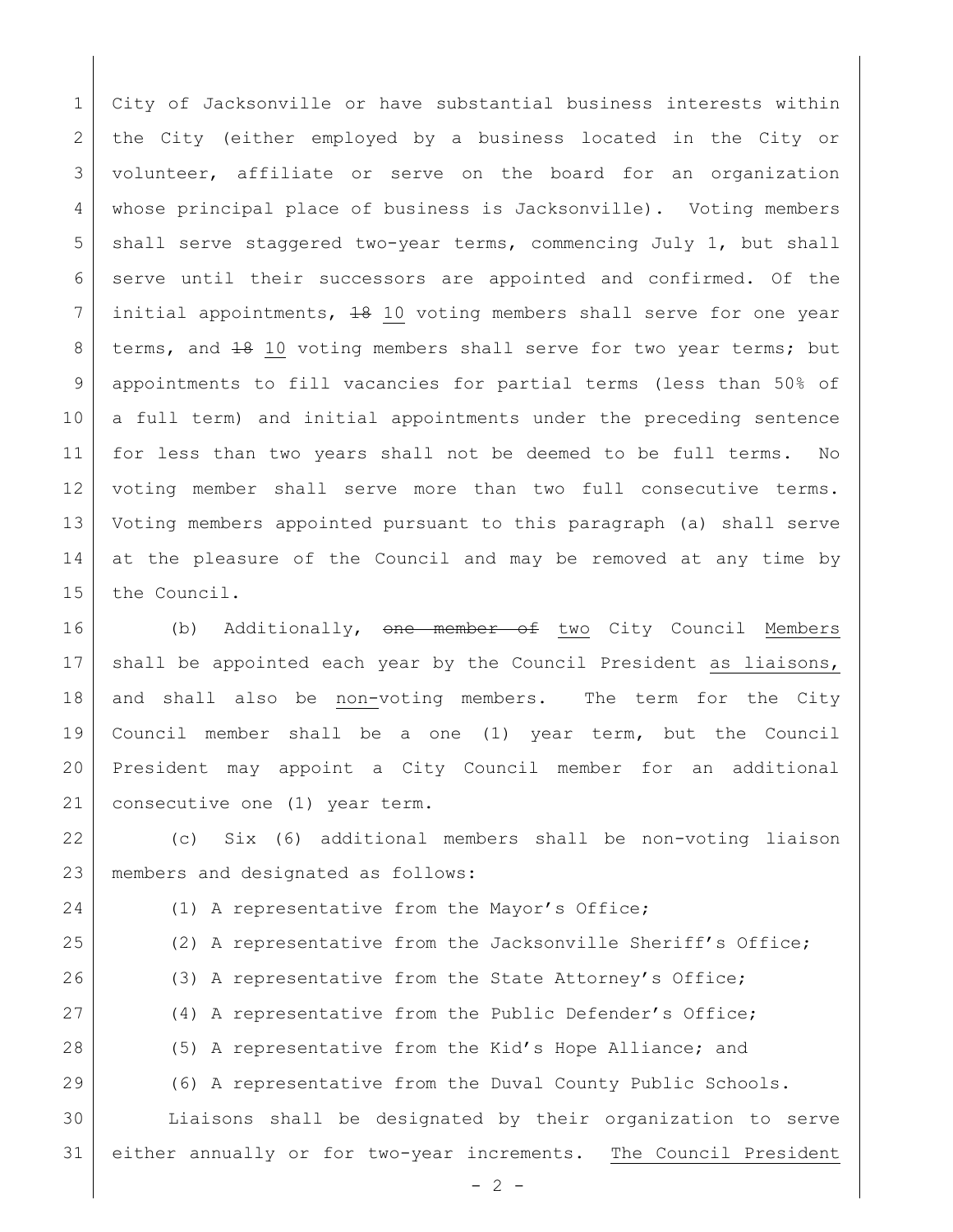City of Jacksonville or have substantial business interests within the City (either employed by a business located in the City or volunteer, affiliate or serve on the board for an organization whose principal place of business is Jacksonville). Voting members shall serve staggered two-year terms, commencing July 1, but shall serve until their successors are appointed and confirmed. Of the initial appointments, ~~18~~ <u>10</u> voting members shall serve for one year terms, and ~~18~~ <u>10</u> voting members shall serve for two year terms; but appointments to fill vacancies for partial terms (less than 50% of a full term) and initial appointments under the preceding sentence for less than two years shall not be deemed to be full terms. No voting member shall serve more than two full consecutive terms. Voting members appointed pursuant to this paragraph (a) shall serve at the pleasure of the Council and may be removed at any time by the Council.

(b) Additionally, ~~one member of~~ <u>two</u> City Council <u>Members</u> shall be appointed each year by the Council President <u>as liaisons,</u> and shall also be <u>non-</u>voting members. The term for the City Council member shall be a one (1) year term, but the Council President may appoint a City Council member for an additional consecutive one (1) year term.

(c) Six (6) additional members shall be non-voting liaison members and designated as follows:

(1) A representative from the Mayor's Office;

(2) A representative from the Jacksonville Sheriff's Office;

(3) A representative from the State Attorney's Office;

(4) A representative from the Public Defender's Office;

(5) A representative from the Kid's Hope Alliance; and

(6) A representative from the Duval County Public Schools.

Liaisons shall be designated by their organization to serve either annually or for two-year increments. <u>The Council President</u>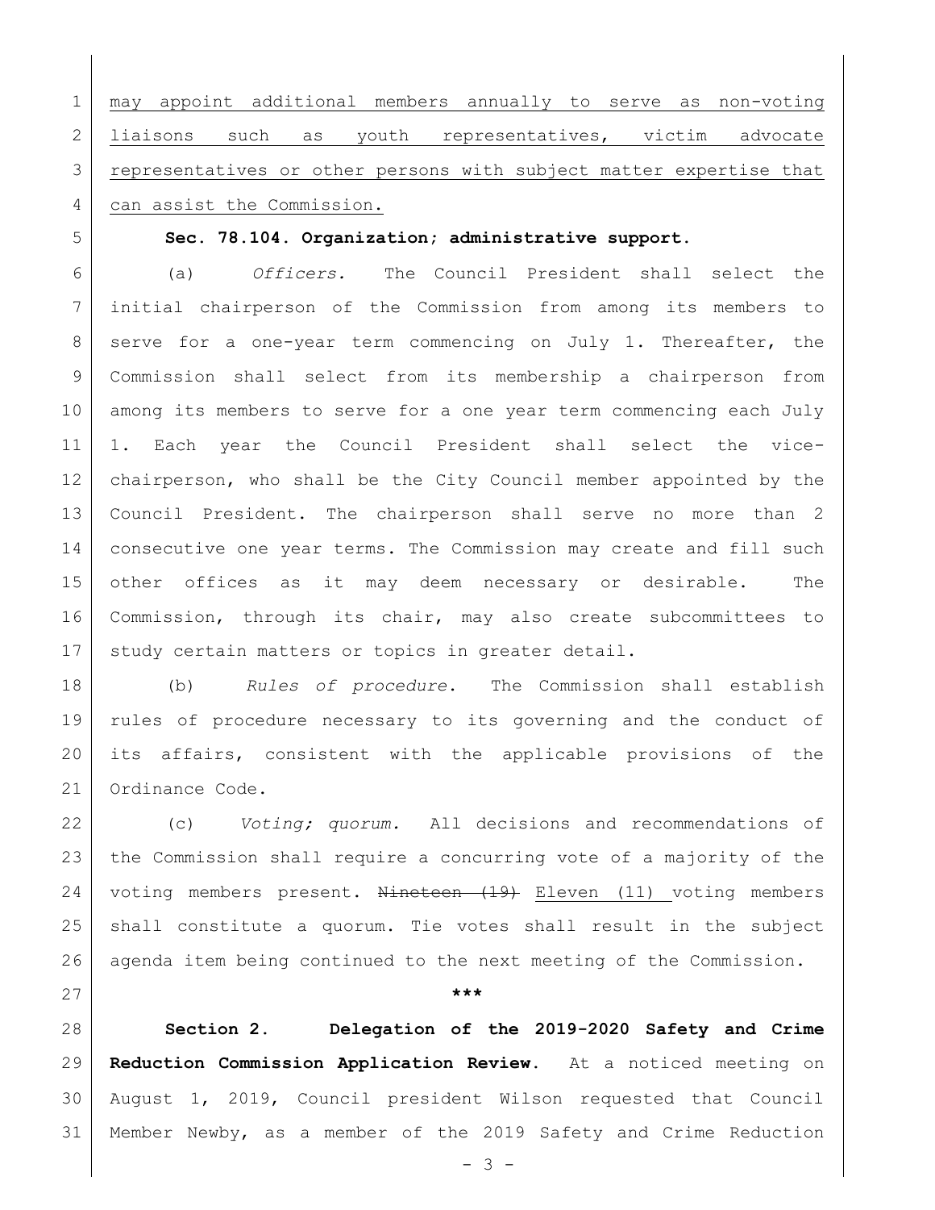may appoint additional members annually to serve as non-voting liaisons such as youth representatives, victim advocate representatives or other persons with subject matter expertise that can assist the Commission.

**Sec. 78.104. Organization; administrative support.**

(a) *Officers.* The Council President shall select the initial chairperson of the Commission from among its members to serve for a one-year term commencing on July 1. Thereafter, the Commission shall select from its membership a chairperson from among its members to serve for a one year term commencing each July 1. Each year the Council President shall select the vice-chairperson, who shall be the City Council member appointed by the Council President. The chairperson shall serve no more than 2 consecutive one year terms. The Commission may create and fill such other offices as it may deem necessary or desirable. The Commission, through its chair, may also create subcommittees to study certain matters or topics in greater detail.

(b) *Rules of procedure*. The Commission shall establish rules of procedure necessary to its governing and the conduct of its affairs, consistent with the applicable provisions of the Ordinance Code.

(c) *Voting; quorum.* All decisions and recommendations of the Commission shall require a concurring vote of a majority of the voting members present. ~~Nineteen (19)~~ Eleven (11) voting members shall constitute a quorum. Tie votes shall result in the subject agenda item being continued to the next meeting of the Commission.

\*\*\*

**Section 2. Delegation of the 2019-2020 Safety and Crime Reduction Commission Application Review.** At a noticed meeting on August 1, 2019, Council president Wilson requested that Council Member Newby, as a member of the 2019 Safety and Crime Reduction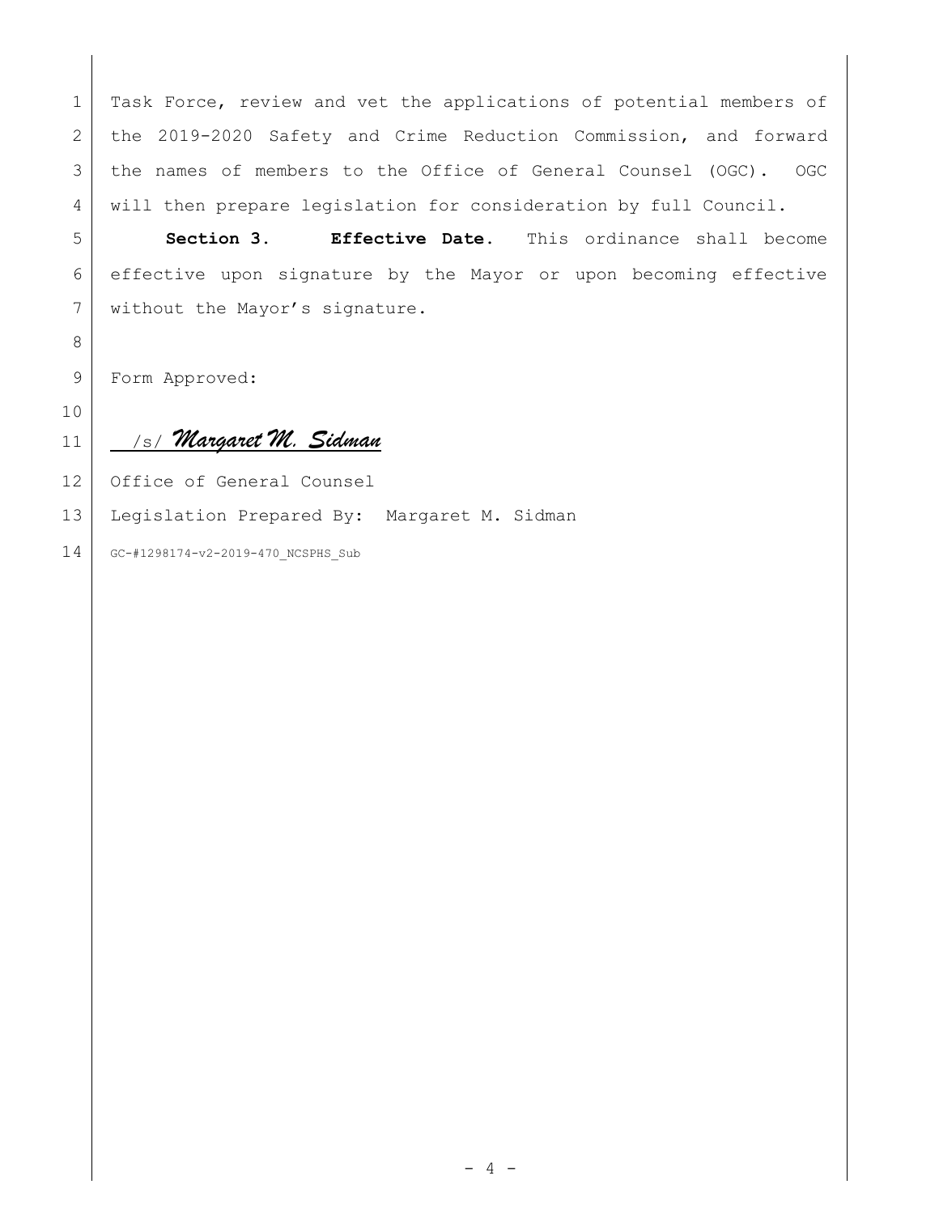Task Force, review and vet the applications of potential members of the 2019-2020 Safety and Crime Reduction Commission, and forward the names of members to the Office of General Counsel (OGC). OGC will then prepare legislation for consideration by full Council.

**Section 3. Effective Date.** This ordinance shall become effective upon signature by the Mayor or upon becoming effective without the Mayor's signature.

Form Approved:

/s/ *Margaret M. Sidman*

Office of General Counsel

Legislation Prepared By: Margaret M. Sidman

GC-#1298174-v2-2019-470_NCSPHS_Sub